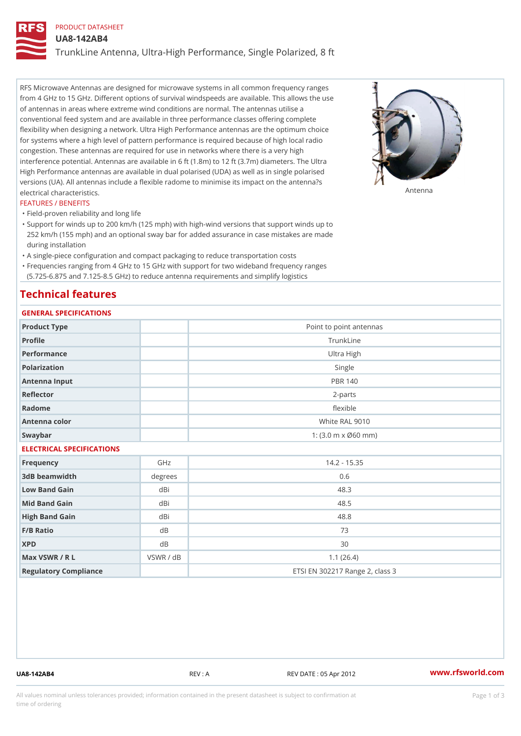PRODUCT DATASHEET

# UA8-142AB4

## TrunkLine Antenna, Ultra-High Performance, Single Polarized, 8 ft

RFS Microwave Antennas are designed for microwave systems in all common frequency ranges from 4 GHz to 15 GHz. Different options of survival windspeeds are available. This allows the use of antennas in areas where extreme wind conditions are normal. The antennas utilise a conventional feed system and are available in three performance classes offering complete flexibility when designing a network. Ultra High Performance antennas are the optimum choice for systems where a high level of pattern performance is required because of high local radio congestion. These antennas are required for use in networks where there is a very high interference potential. Antennas are available in 6 ft (1.8m) to 12 ft (3.7m) diameters. The Ultra High Performance antennas are available in dual polarised (UDA) as well as in single polarised versions (UA). All antennas include a flexible radome to minimise its impact on the antenna?s electrical characteristics.

Antenna

FEATURES / BENEFITS

- Field-proven reliability and long life
- Support for winds up to 200 km/h (125 mph) with high-wind versions that support winds up to 252 km/h (155 mph) and an optional sway bar for added assurance in case mistakes are made during installation
- A single-piece configuration and compact packaging to reduce transportation costs
- Frequencies ranging from 4 GHz to 15 GHz with support for two wideband frequency ranges (5.725-6.875 and 7.125-8.5 GHz) to reduce antenna requirements and simplify logistics

# Technical features

GENERAL SPECIFICATIONS

| | | |
|---|---|---|
| Product Type | | Point to point antennas |
| Profile | | TrunkLine |
| Performance | | Ultra High |
| Polarization | | Single |
| Antenna Input | | PBR 140 |
| Reflector | | 2-parts |
| Radome | | flexible |
| Antenna color | | White RAL 9010 |
| Swaybar | | 1: (3.0 m x Ø60 mm) |

ELECTRICAL SPECIFICATIONS

| | | |
|---|---|---|
| Frequency | GHz | 14.2 - 15.35 |
| 3dB beamwidth | degrees | 0.6 |
| Low Band Gain | dBi | 48.3 |
| Mid Band Gain | dBi | 48.5 |
| High Band Gain | dBi | 48.8 |
| F/B Ratio | dB | 73 |
| XPD | dB | 30 |
| Max VSWR / R L | VSWR / dB | 1.1 (26.4) |
| Regulatory Compliance | | ETSI EN 302217 Range 2, class 3 |

UA8-142AB4 REV : A REV DATE : 05 Apr 2012 www.rfsworld.com

All values nominal unless tolerances provided; information contained in the present datasheet is subject to confirmation at time of ordering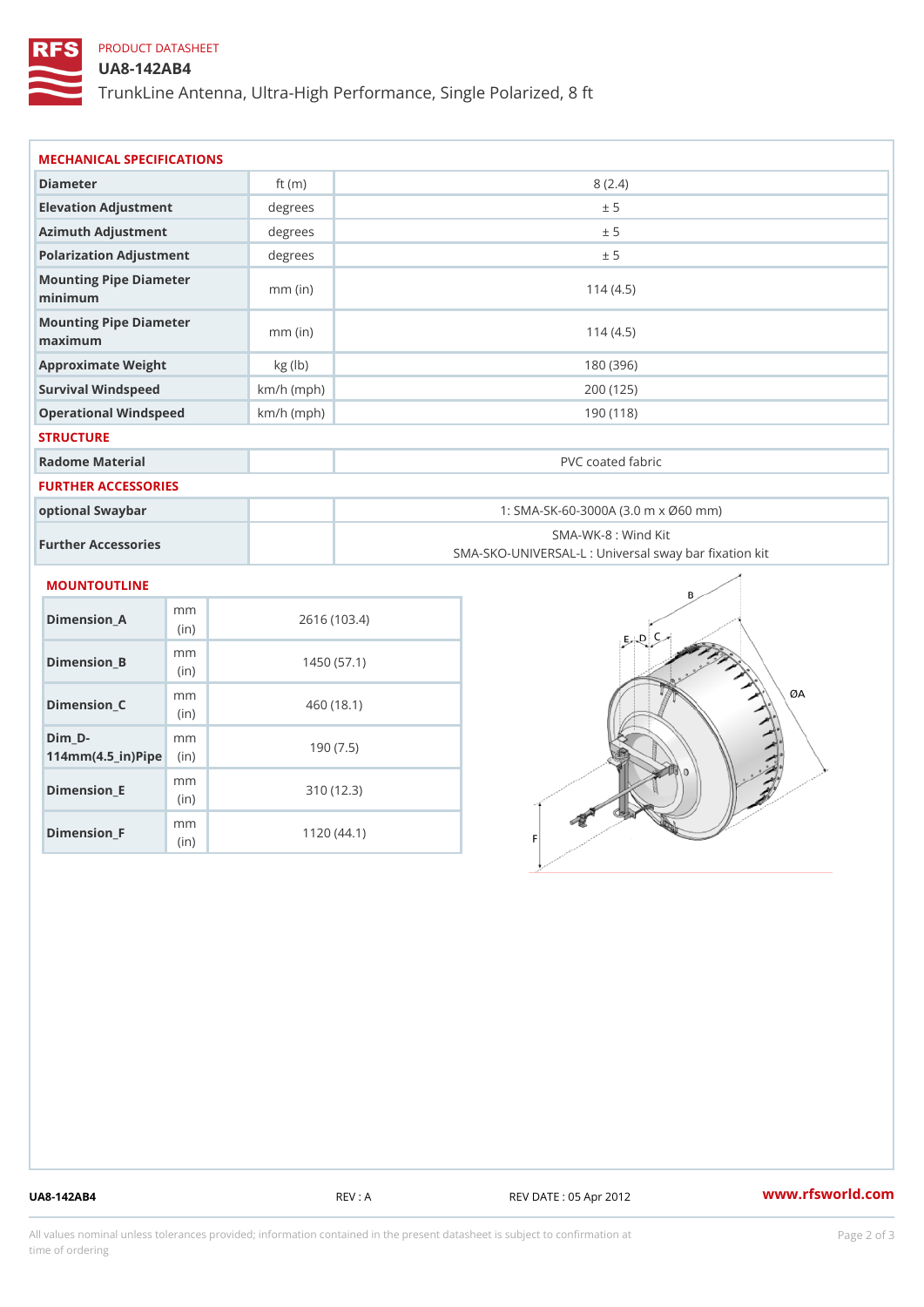PRODUCT DATASHEET

# UA8-142AB4

TrunkLine Antenna, Ultra-High Performance, Single Polarized, 8 ft

## MECHANICAL SPECIFICATIONS

| Parameter | Unit | Value |
| --- | --- | --- |
| Diameter | ft (m) | 8 (2.4) |
| Elevation Adjustment | degrees | ± 5 |
| Azimuth Adjustment | degrees | ± 5 |
| Polarization Adjustment | degrees | ± 5 |
| Mounting Pipe Diameter minimum | mm (in) | 114 (4.5) |
| Mounting Pipe Diameter maximum | mm (in) | 114 (4.5) |
| Approximate Weight | kg (lb) | 180 (396) |
| Survival Windspeed | km/h (mph) | 200 (125) |
| Operational Windspeed | km/h (mph) | 190 (118) |

## STRUCTURE

| Parameter | Unit | Value |
| --- | --- | --- |
| Radome Material | | PVC coated fabric |

## FURTHER ACCESSORIES

| Parameter | Unit | Value |
| --- | --- | --- |
| optional Swaybar | | 1: SMA-SK-60-3000A (3.0 m x Ø60 mm) |
| Further Accessories | | SMA-WK-8 : Wind Kit<br>SMA-SKO-UNIVERSAL-L : Universal sway bar fixation kit |

## MOUNTOUTLINE

| Dimension | Unit | Value |
| --- | --- | --- |
| Dimension_A | mm (in) | 2616 (103.4) |
| Dimension_B | mm (in) | 1450 (57.1) |
| Dimension_C | mm (in) | 460 (18.1) |
| Dim_D-114mm(4.5_in)Pipe | mm (in) | 190 (7.5) |
| Dimension_E | mm (in) | 310 (12.3) |
| Dimension_F | mm (in) | 1120 (44.1) |

UA8-142AB4 REV : A REV DATE : 05 Apr 2012 www.rfsworld.com

All values nominal unless tolerances provided; information contained in the present datasheet is subject to confirmation at time of ordering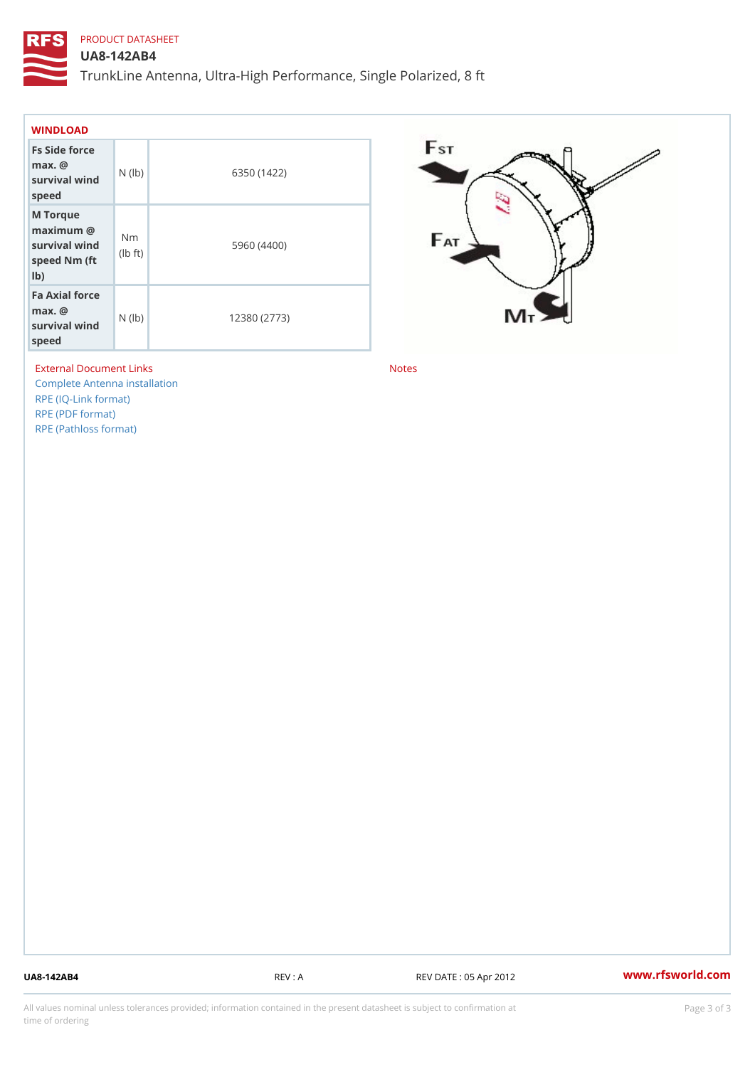PRODUCT DATASHEET

# UA8-142AB4

TrunkLine Antenna, Ultra-High Performance, Single Polarized, 8 ft

## WINDLOAD

| | | |
|---|---|---|
| Fs Side force max. @ survival wind speed | N (lb) | 6350 (1422) |
| M Torque maximum @ survival wind speed Nm (ft lb) | Nm (lb ft) | 5960 (4400) |
| Fa Axial force max. @ survival wind speed | N (lb) | 12380 (2773) |

FST

FAT

MT

External Document Links

Complete Antenna installation

RPE (IQ-Link format)

RPE (PDF format)

RPE (Pathloss format)

Notes

UA8-142AB4 REV : A REV DATE : 05 Apr 2012 www.rfsworld.com

All values nominal unless tolerances provided; information contained in the present datasheet is subject to confirmation at time of ordering